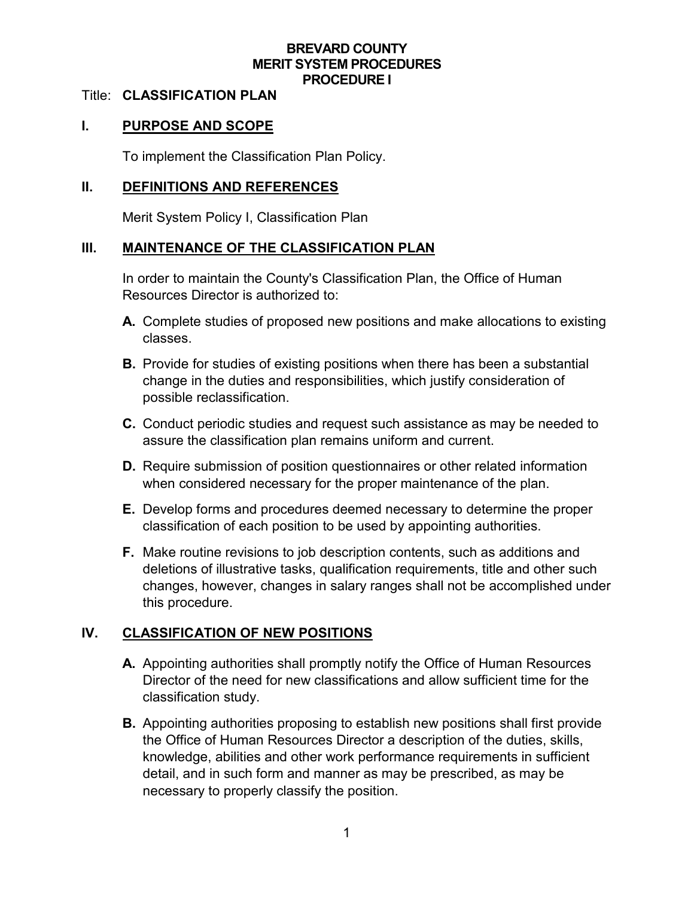**BREVARD COUNTY**
**MERIT SYSTEM PROCEDURES**
**PROCEDURE I**

Title: **CLASSIFICATION PLAN**

## I. PURPOSE AND SCOPE

To implement the Classification Plan Policy.

## II. DEFINITIONS AND REFERENCES

Merit System Policy I, Classification Plan

## III. MAINTENANCE OF THE CLASSIFICATION PLAN

In order to maintain the County's Classification Plan, the Office of Human Resources Director is authorized to:

**A.** Complete studies of proposed new positions and make allocations to existing classes.

**B.** Provide for studies of existing positions when there has been a substantial change in the duties and responsibilities, which justify consideration of possible reclassification.

**C.** Conduct periodic studies and request such assistance as may be needed to assure the classification plan remains uniform and current.

**D.** Require submission of position questionnaires or other related information when considered necessary for the proper maintenance of the plan.

**E.** Develop forms and procedures deemed necessary to determine the proper classification of each position to be used by appointing authorities.

**F.** Make routine revisions to job description contents, such as additions and deletions of illustrative tasks, qualification requirements, title and other such changes, however, changes in salary ranges shall not be accomplished under this procedure.

## IV. CLASSIFICATION OF NEW POSITIONS

**A.** Appointing authorities shall promptly notify the Office of Human Resources Director of the need for new classifications and allow sufficient time for the classification study.

**B.** Appointing authorities proposing to establish new positions shall first provide the Office of Human Resources Director a description of the duties, skills, knowledge, abilities and other work performance requirements in sufficient detail, and in such form and manner as may be prescribed, as may be necessary to properly classify the position.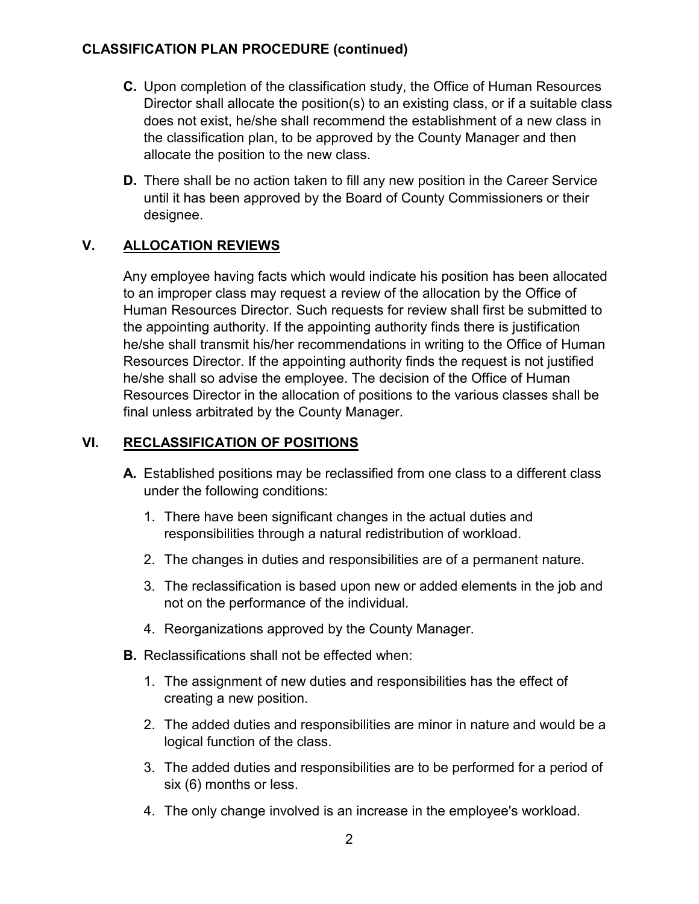**CLASSIFICATION PLAN PROCEDURE (continued)**

**C.** Upon completion of the classification study, the Office of Human Resources Director shall allocate the position(s) to an existing class, or if a suitable class does not exist, he/she shall recommend the establishment of a new class in the classification plan, to be approved by the County Manager and then allocate the position to the new class.

**D.** There shall be no action taken to fill any new position in the Career Service until it has been approved by the Board of County Commissioners or their designee.

## V. ALLOCATION REVIEWS

Any employee having facts which would indicate his position has been allocated to an improper class may request a review of the allocation by the Office of Human Resources Director. Such requests for review shall first be submitted to the appointing authority. If the appointing authority finds there is justification he/she shall transmit his/her recommendations in writing to the Office of Human Resources Director. If the appointing authority finds the request is not justified he/she shall so advise the employee. The decision of the Office of Human Resources Director in the allocation of positions to the various classes shall be final unless arbitrated by the County Manager.

## VI. RECLASSIFICATION OF POSITIONS

**A.** Established positions may be reclassified from one class to a different class under the following conditions:

1. There have been significant changes in the actual duties and responsibilities through a natural redistribution of workload.
2. The changes in duties and responsibilities are of a permanent nature.
3. The reclassification is based upon new or added elements in the job and not on the performance of the individual.
4. Reorganizations approved by the County Manager.

**B.** Reclassifications shall not be effected when:

1. The assignment of new duties and responsibilities has the effect of creating a new position.
2. The added duties and responsibilities are minor in nature and would be a logical function of the class.
3. The added duties and responsibilities are to be performed for a period of six (6) months or less.
4. The only change involved is an increase in the employee's workload.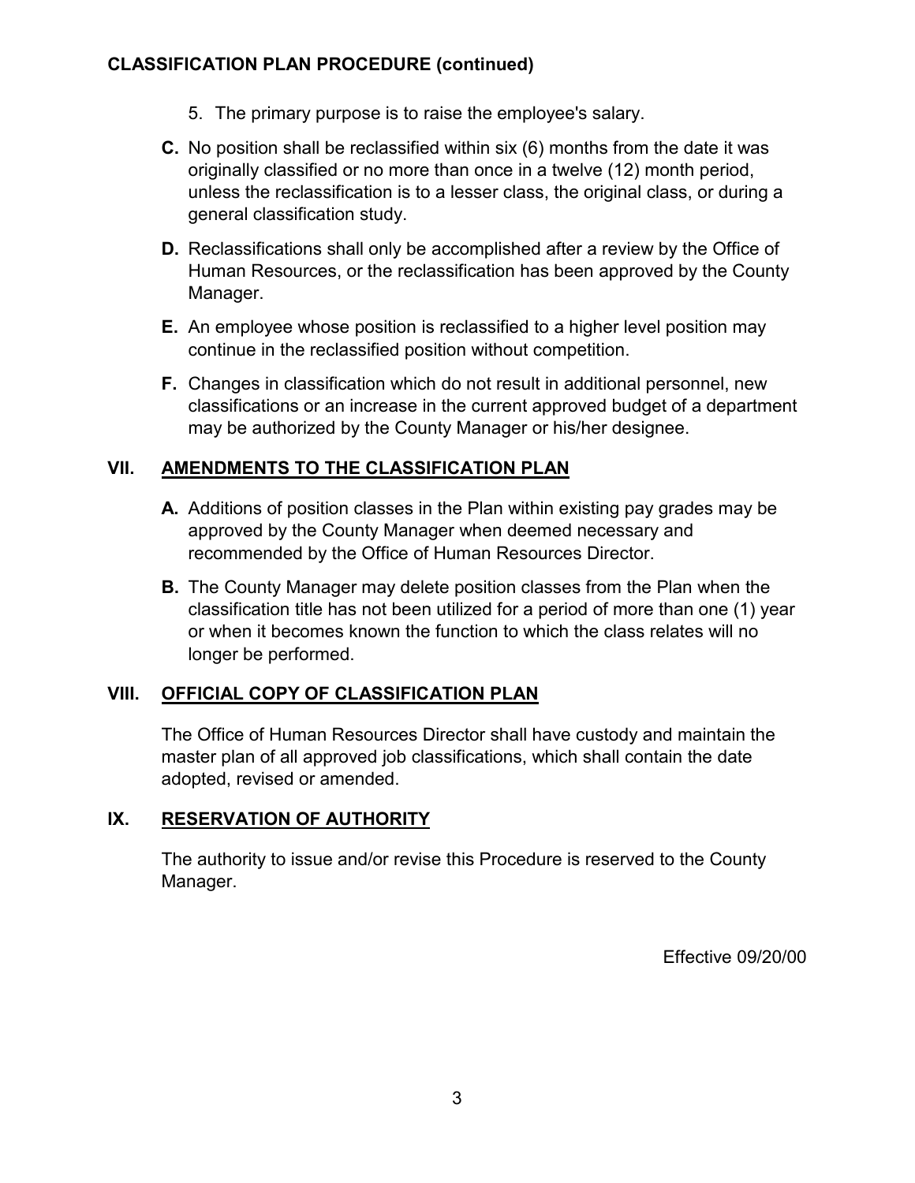**CLASSIFICATION PLAN PROCEDURE (continued)**

5. The primary purpose is to raise the employee's salary.

**C.** No position shall be reclassified within six (6) months from the date it was originally classified or no more than once in a twelve (12) month period, unless the reclassification is to a lesser class, the original class, or during a general classification study.

**D.** Reclassifications shall only be accomplished after a review by the Office of Human Resources, or the reclassification has been approved by the County Manager.

**E.** An employee whose position is reclassified to a higher level position may continue in the reclassified position without competition.

**F.** Changes in classification which do not result in additional personnel, new classifications or an increase in the current approved budget of a department may be authorized by the County Manager or his/her designee.

## VII. AMENDMENTS TO THE CLASSIFICATION PLAN

**A.** Additions of position classes in the Plan within existing pay grades may be approved by the County Manager when deemed necessary and recommended by the Office of Human Resources Director.

**B.** The County Manager may delete position classes from the Plan when the classification title has not been utilized for a period of more than one (1) year or when it becomes known the function to which the class relates will no longer be performed.

## VIII. OFFICIAL COPY OF CLASSIFICATION PLAN

The Office of Human Resources Director shall have custody and maintain the master plan of all approved job classifications, which shall contain the date adopted, revised or amended.

## IX. RESERVATION OF AUTHORITY

The authority to issue and/or revise this Procedure is reserved to the County Manager.

Effective 09/20/00